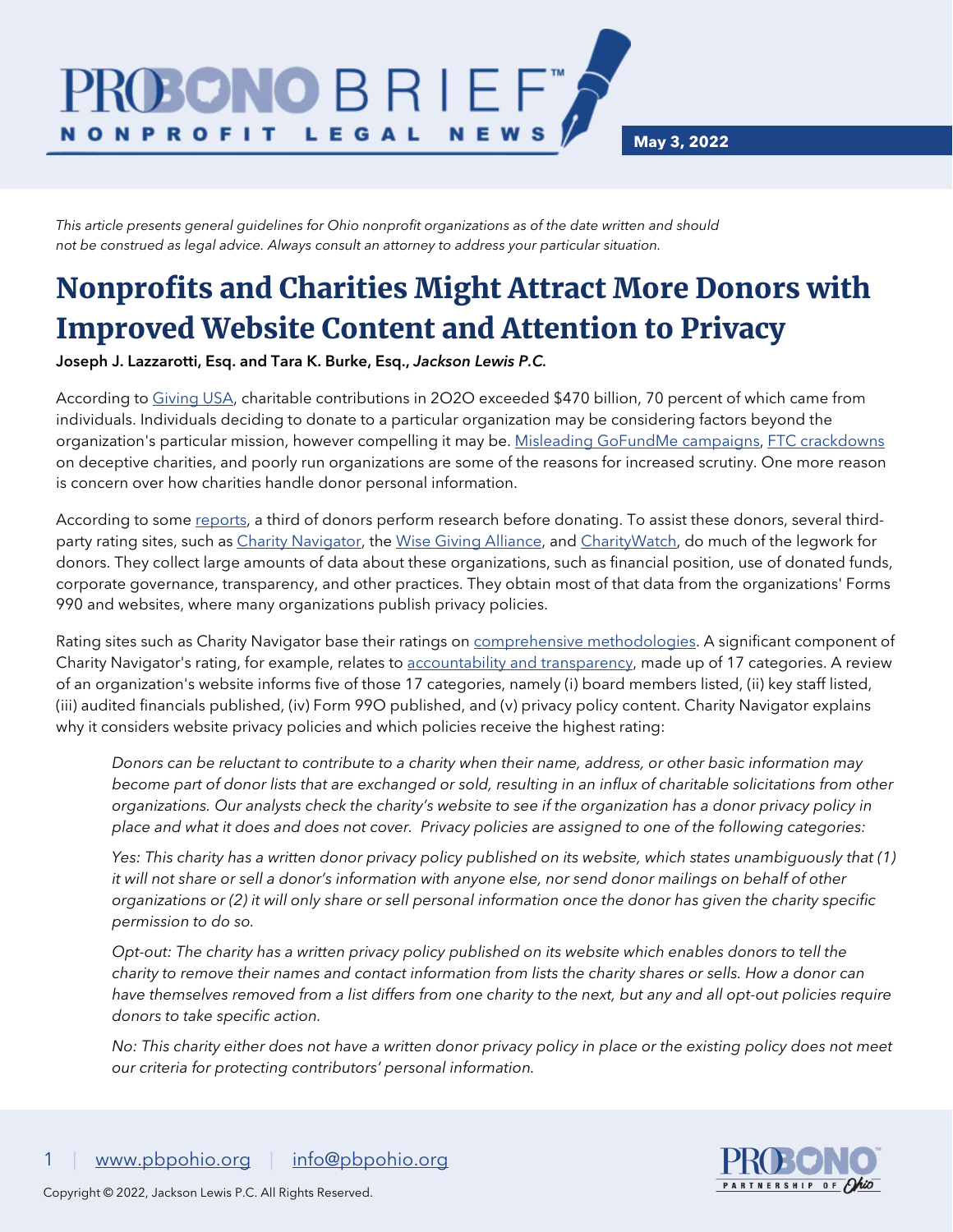*This article presents general guidelines for Ohio nonprofit organizations as of the date written and should not be construed as legal advice. Always consult an attorney to address your particular situation.*

# Nonprofits and Charities Might Attract More Donors with Improved Website Content and Attention to Privacy

**Joseph J. Lazzarotti, Esq. and Tara K. Burke, Esq.,** ***Jackson Lewis P.C.***

According to Giving USA, charitable contributions in 2020 exceeded $470 billion, 70 percent of which came from individuals. Individuals deciding to donate to a particular organization may be considering factors beyond the organization's particular mission, however compelling it may be. Misleading GoFundMe campaigns, FTC crackdowns on deceptive charities, and poorly run organizations are some of the reasons for increased scrutiny. One more reason is concern over how charities handle donor personal information.

According to some reports, a third of donors perform research before donating. To assist these donors, several third-party rating sites, such as Charity Navigator, the Wise Giving Alliance, and CharityWatch, do much of the legwork for donors. They collect large amounts of data about these organizations, such as financial position, use of donated funds, corporate governance, transparency, and other practices. They obtain most of that data from the organizations' Forms 990 and websites, where many organizations publish privacy policies.

Rating sites such as Charity Navigator base their ratings on comprehensive methodologies. A significant component of Charity Navigator's rating, for example, relates to accountability and transparency, made up of 17 categories. A review of an organization's website informs five of those 17 categories, namely (i) board members listed, (ii) key staff listed, (iii) audited financials published, (iv) Form 990 published, and (v) privacy policy content. Charity Navigator explains why it considers website privacy policies and which policies receive the highest rating:

> *Donors can be reluctant to contribute to a charity when their name, address, or other basic information may become part of donor lists that are exchanged or sold, resulting in an influx of charitable solicitations from other organizations. Our analysts check the charity's website to see if the organization has a donor privacy policy in place and what it does and does not cover. Privacy policies are assigned to one of the following categories:*
>
> *Yes: This charity has a written donor privacy policy published on its website, which states unambiguously that (1) it will not share or sell a donor's information with anyone else, nor send donor mailings on behalf of other organizations or (2) it will only share or sell personal information once the donor has given the charity specific permission to do so.*
>
> *Opt-out: The charity has a written privacy policy published on its website which enables donors to tell the charity to remove their names and contact information from lists the charity shares or sells. How a donor can have themselves removed from a list differs from one charity to the next, but any and all opt-out policies require donors to take specific action.*
>
> *No: This charity either does not have a written donor privacy policy in place or the existing policy does not meet our criteria for protecting contributors' personal information.*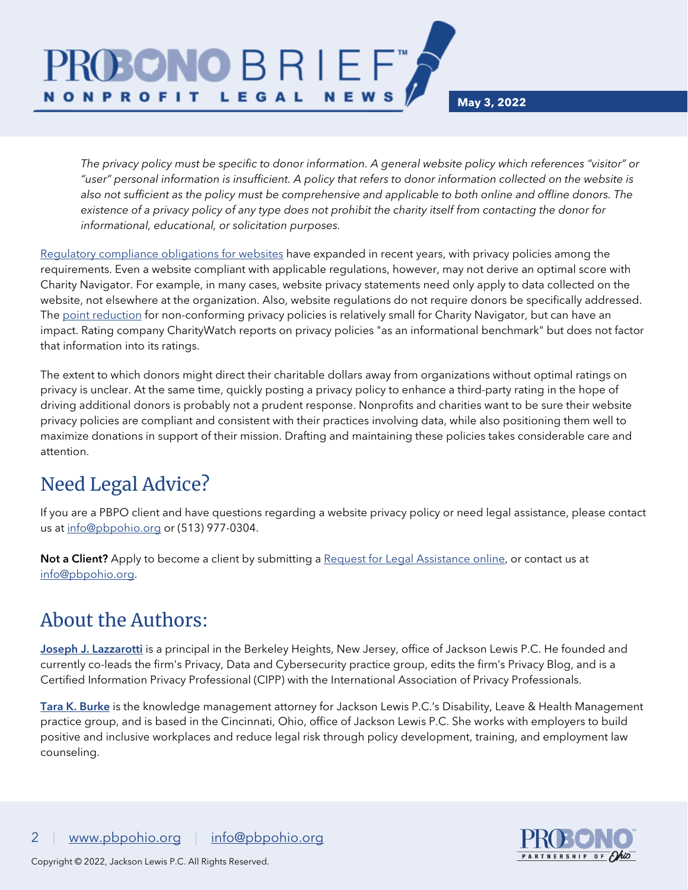*The privacy policy must be specific to donor information. A general website policy which references "visitor" or "user" personal information is insufficient. A policy that refers to donor information collected on the website is also not sufficient as the policy must be comprehensive and applicable to both online and offline donors. The existence of a privacy policy of any type does not prohibit the charity itself from contacting the donor for informational, educational, or solicitation purposes.*

Regulatory compliance obligations for websites have expanded in recent years, with privacy policies among the requirements. Even a website compliant with applicable regulations, however, may not derive an optimal score with Charity Navigator. For example, in many cases, website privacy statements need only apply to data collected on the website, not elsewhere at the organization. Also, website regulations do not require donors be specifically addressed. The point reduction for non-conforming privacy policies is relatively small for Charity Navigator, but can have an impact. Rating company CharityWatch reports on privacy policies "as an informational benchmark" but does not factor that information into its ratings.

The extent to which donors might direct their charitable dollars away from organizations without optimal ratings on privacy is unclear. At the same time, quickly posting a privacy policy to enhance a third-party rating in the hope of driving additional donors is probably not a prudent response. Nonprofits and charities want to be sure their website privacy policies are compliant and consistent with their practices involving data, while also positioning them well to maximize donations in support of their mission. Drafting and maintaining these policies takes considerable care and attention.

## Need Legal Advice?

If you are a PBPO client and have questions regarding a website privacy policy or need legal assistance, please contact us at info@pbpohio.org or (513) 977-0304.

**Not a Client?** Apply to become a client by submitting a Request for Legal Assistance online, or contact us at info@pbpohio.org.

## About the Authors:

**Joseph J. Lazzarotti** is a principal in the Berkeley Heights, New Jersey, office of Jackson Lewis P.C. He founded and currently co-leads the firm's Privacy, Data and Cybersecurity practice group, edits the firm's Privacy Blog, and is a Certified Information Privacy Professional (CIPP) with the International Association of Privacy Professionals.

**Tara K. Burke** is the knowledge management attorney for Jackson Lewis P.C.'s Disability, Leave & Health Management practice group, and is based in the Cincinnati, Ohio, office of Jackson Lewis P.C. She works with employers to build positive and inclusive workplaces and reduce legal risk through policy development, training, and employment law counseling.

Copyright © 2022, Jackson Lewis P.C. All Rights Reserved.